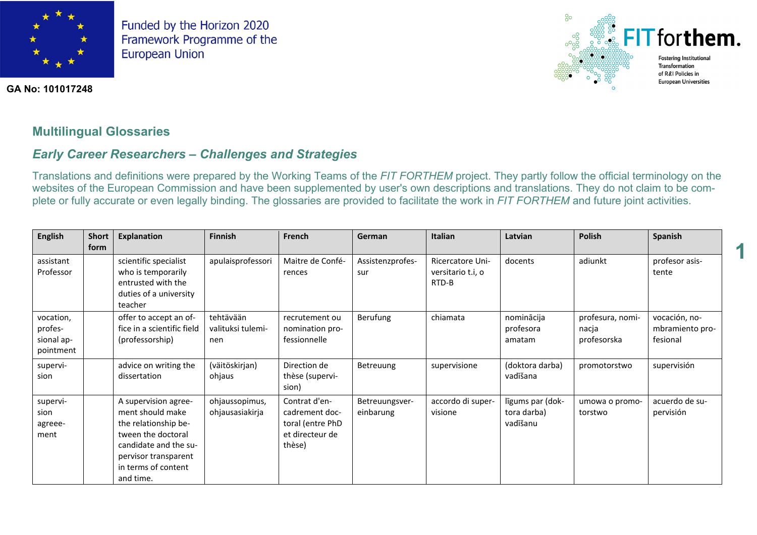Funded by the Horizon 2020 Framework Programme of the European Union

**GA No: 101017248**

FIT forthem. Fostering Institutional Transformation of R&I Policies in European Universities

## Multilingual Glossaries

### *Early Career Researchers – Challenges and Strategies*

Translations and definitions were prepared by the Working Teams of the *FIT FORTHEM* project. They partly follow the official terminology on the websites of the European Commission and have been supplemented by user's own descriptions and translations. They do not claim to be complete or fully accurate or even legally binding. The glossaries are provided to facilitate the work in *FIT FORTHEM* and future joint activities.

| English | Short form | Explanation | Finnish | French | German | Italian | Latvian | Polish | Spanish |
|---|---|---|---|---|---|---|---|---|---|
| assistant Professor | | scientific specialist who is temporarily entrusted with the duties of a university teacher | apulaisprofessori | Maitre de Conférences | Assistenzprofessur | Ricercatore Universitario t.i, o RTD-B | docents | adiunkt | profesor asistente |
| vocation, professional appointment | | offer to accept an office in a scientific field (professorship) | tehtävään valituksi tuleminen | recrutement ou nomination professionnelle | Berufung | chiamata | nominācija profesora amatam | profesura, nominacja profesorska | vocación, nombramiento profesional |
| supervision | | advice on writing the dissertation | (väitöskirjan) ohjaus | Direction de thèse (supervision) | Betreuung | supervisione | (doktora darba) vadīšana | promotorstwo | supervisión |
| supervision agreeement | | A supervision agreement should make the relationship between the doctoral candidate and the supervisor transparent in terms of content and time. | ohjaussopimus, ohjausasiakirja | Contrat d'encadrement doctoral (entre PhD et directeur de thèse) | Betreuungsvereinbarung | accordo di supervisione | līgums par (doktora darba) vadīšanu | umowa o promotorstwo | acuerdo de supervisión |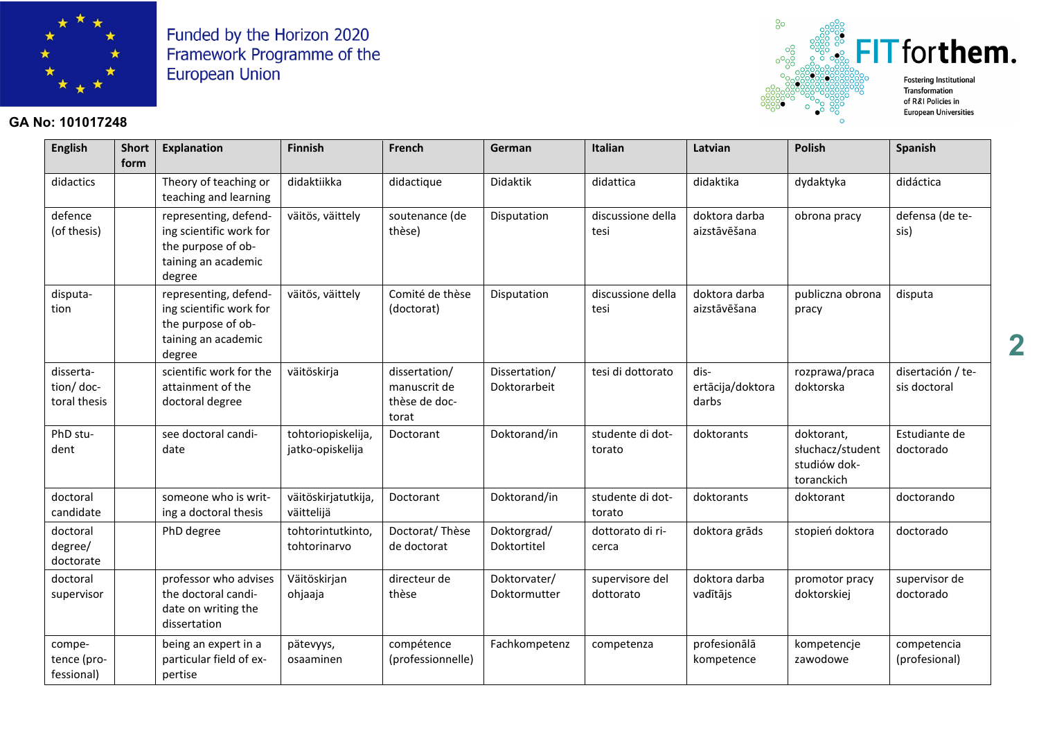Funded by the Horizon 2020 Framework Programme of the European Union

GA No: 101017248

FIT forthem. Fostering Institutional Transformation of R&I Policies in European Universities

| English | Short form | Explanation | Finnish | French | German | Italian | Latvian | Polish | Spanish |
|---|---|---|---|---|---|---|---|---|---|
| didactics | | Theory of teaching or teaching and learning | didaktiikka | didactique | Didaktik | didattica | didaktika | dydaktyka | didáctica |
| defence (of thesis) | | representing, defending scientific work for the purpose of obtaining an academic degree | väitös, väittely | soutenance (de thèse) | Disputation | discussione della tesi | doktora darba aizstāvēšana | obrona pracy | defensa (de tesis) |
| disputation | | representing, defending scientific work for the purpose of obtaining an academic degree | väitös, väittely | Comité de thèse (doctorat) | Disputation | discussione della tesi | doktora darba aizstāvēšana | publiczna obrona pracy | disputa |
| dissertation/ doctoral thesis | | scientific work for the attainment of the doctoral degree | väitöskirja | dissertation/ manuscrit de thèse de doctorat | Dissertation/ Doktorarbeit | tesi di dottorato | dis-ertācija/doktora darbs | rozprawa/praca doktorska | disertación / tesis doctoral |
| PhD student | | see doctoral candidate | tohtoriopiskelija, jatko-opiskelija | Doctorant | Doktorand/in | studente di dottorato | doktorants | doktorant, słuchacz/student studiów doktoranckich | Estudiante de doctorado |
| doctoral candidate | | someone who is writing a doctoral thesis | väitöskirjatutkija, väittelijä | Doctorant | Doktorand/in | studente di dottorato | doktorants | doktorant | doctorando |
| doctoral degree/ doctorate | | PhD degree | tohtorintutkinto, tohtorinarvo | Doctorat/ Thèse de doctorat | Doktorgrad/ Doktortitel | dottorato di ricerca | doktora grāds | stopień doktora | doctorado |
| doctoral supervisor | | professor who advises the doctoral candidate on writing the dissertation | Väitöskirjan ohjaaja | directeur de thèse | Doktorvater/ Doktormutter | supervisore del dottorato | doktora darba vadītājs | promotor pracy doktorskiej | supervisor de doctorado |
| competence (professional) | | being an expert in a particular field of expertise | pätevyys, osaaminen | compétence (professionnelle) | Fachkompetenz | competenza | profesionālā kompetence | kompetencje zawodowe | competencia (profesional) |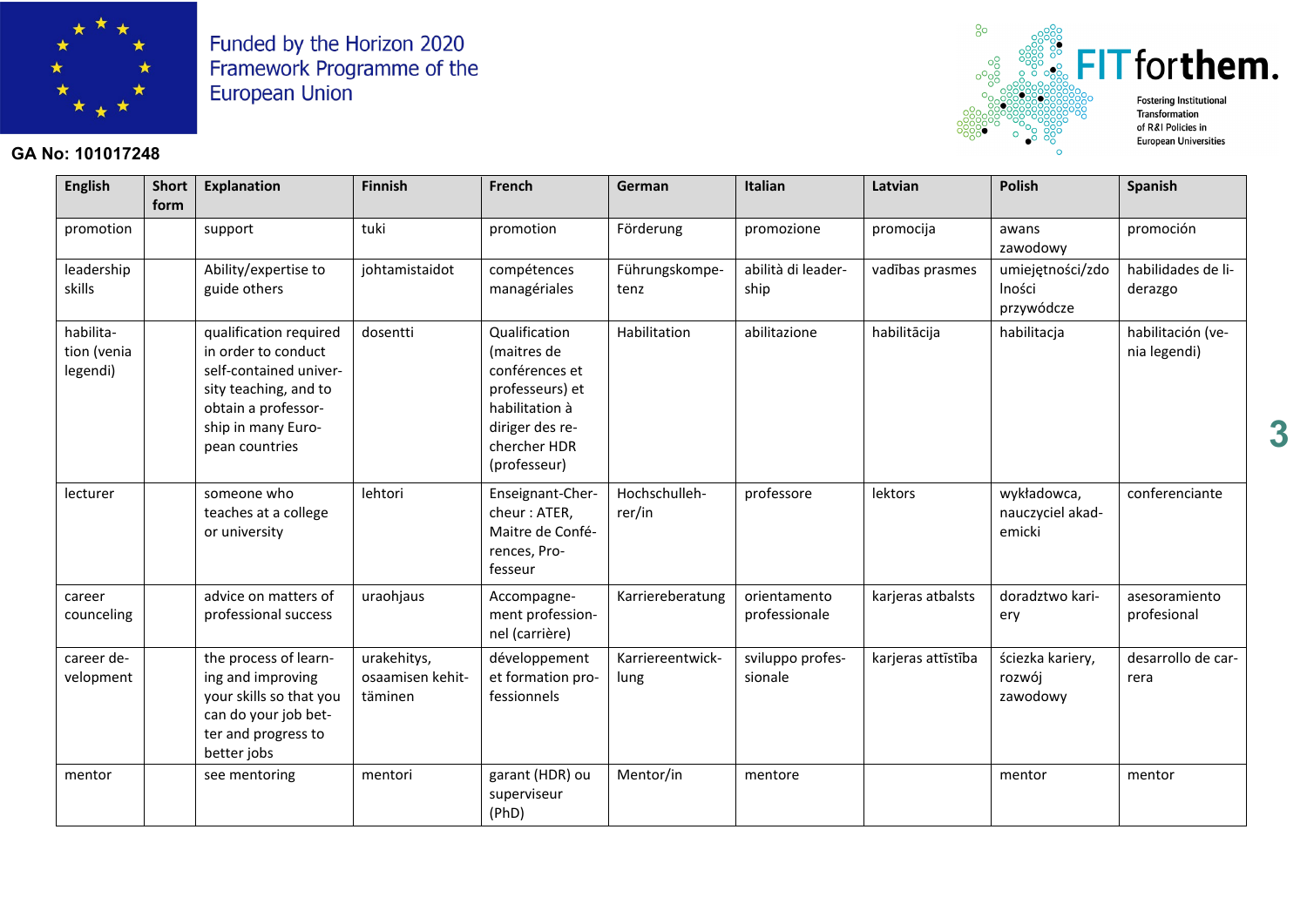Funded by the Horizon 2020 Framework Programme of the European Union

FIT for them. Fostering Institutional Transformation of R&I Policies in European Universities

**GA No: 101017248**

| English | Short form | Explanation | Finnish | French | German | Italian | Latvian | Polish | Spanish |
|---|---|---|---|---|---|---|---|---|---|
| promotion | | support | tuki | promotion | Förderung | promozione | promocija | awans zawodowy | promoción |
| leadership skills | | Ability/expertise to guide others | johtamistaidot | compétences managériales | Führungskompetenz | abilità di leadership | vadības prasmes | umiejętności/zdolności przywódcze | habilidades de liderazgo |
| habilitation (venia legendi) | | qualification required in order to conduct self-contained university teaching, and to obtain a professorship in many European countries | dosentti | Qualification (maitres de conférences et professeurs) et habilitation à diriger des rechercher HDR (professeur) | Habilitation | abilitazione | habilitācija | habilitacja | habilitación (venia legendi) |
| lecturer | | someone who teaches at a college or university | lehtori | Enseignant-Chercheur : ATER, Maitre de Conférences, Professeur | Hochschullehrer/in | professore | lektors | wykładowca, nauczyciel akademicki | conferenciante |
| career counceling | | advice on matters of professional success | uraohjaus | Accompagnement professionnel (carrière) | Karriereberatung | orientamento professionale | karjeras atbalsts | doradztwo kariery | asesoramiento profesional |
| career development | | the process of learning and improving your skills so that you can do your job better and progress to better jobs | urakehitys, osaamisen kehittäminen | développement et formation professionnels | Karriereentwicklung | sviluppo professionale | karjeras attīstība | ściezka kariery, rozwój zawodowy | desarrollo de carrera |
| mentor | | see mentoring | mentori | garant (HDR) ou superviseur (PhD) | Mentor/in | mentore | | mentor | mentor |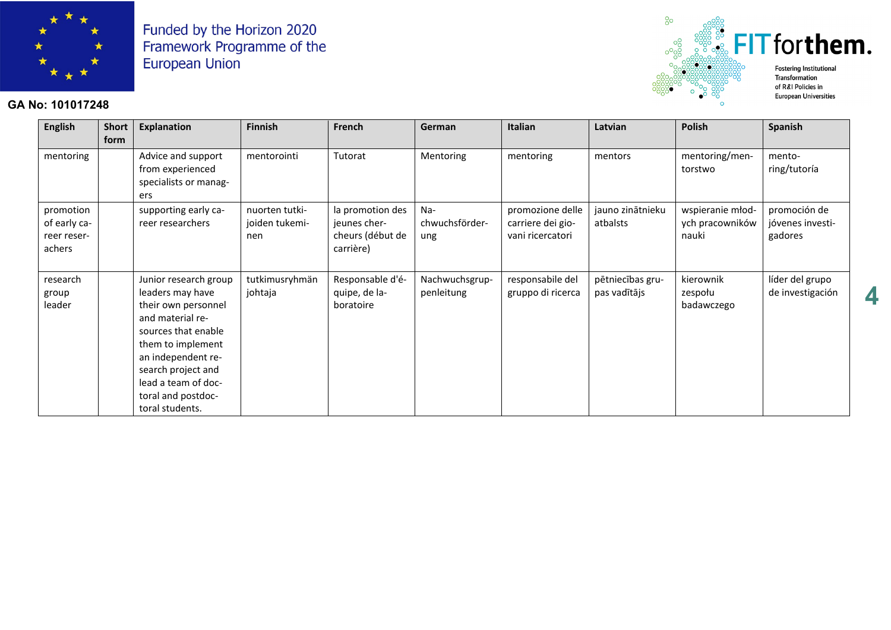| English | Short form | Explanation | Finnish | French | German | Italian | Latvian | Polish | Spanish |
|---|---|---|---|---|---|---|---|---|---|
| mentoring | | Advice and support from experienced specialists or managers | mentorointi | Tutorat | Mentoring | mentoring | mentors | mentoring/mentorstwo | mentoring/tutoría |
| promotion of early career researchers | | supporting early career researchers | nuorten tutkijoiden tukeminen | la promotion des jeunes chercheurs (début de carrière) | Nachwuchsförderung | promozione delle carriere dei giovani ricercatori | jauno zinātnieku atbalsts | wspieranie młodych pracowników nauki | promoción de jóvenes investigadores |
| research group leader | | Junior research group leaders may have their own personnel and material resources that enable them to implement an independent research project and lead a team of doctoral and postdoctoral students. | tutkimusryhmän johtaja | Responsable d'équipe, de laboratoire | Nachwuchsgruppenleitung | responsabile del gruppo di ricerca | pētniecības grupas vadītājs | kierownik zespołu badawczego | líder del grupo de investigación |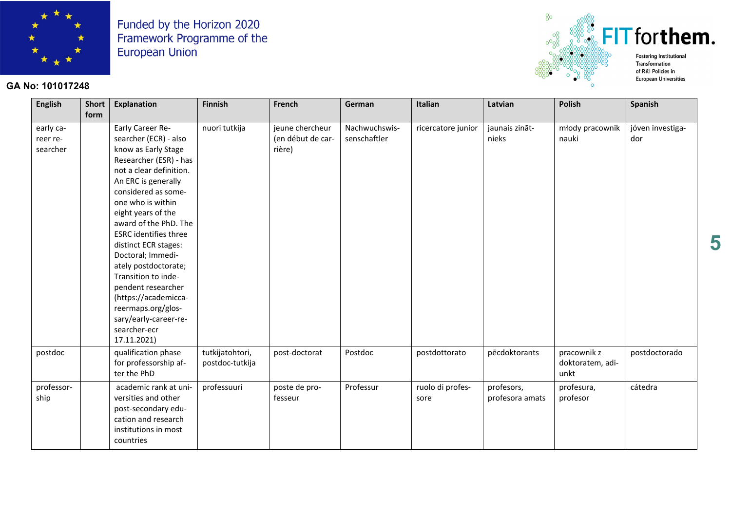| English | Short form | Explanation | Finnish | French | German | Italian | Latvian | Polish | Spanish |
|---|---|---|---|---|---|---|---|---|---|
| early career researcher | | Early Career Researcher (ECR) - also know as Early Stage Researcher (ESR) - has not a clear definition. An ERC is generally considered as someone who is within eight years of the award of the PhD. The ESRC identifies three distinct ECR stages: Doctoral; Immediately postdoctorate; Transition to independent researcher (https://academiccareermaps.org/glossary/early-career-researcher-ecr 17.11.2021) | nuori tutkija | jeune chercheur (en début de carrière) | Nachwuchswissenschaftler | ricercatore junior | jaunais zinātnieks | młody pracownik nauki | jóven investigador |
| postdoc | | qualification phase for professorship after the PhD | tutkijatohtori, postdoc-tutkija | post-doctorat | Postdoc | postdottorato | pēcdoktorants | pracownik z doktoratem, adiunkt | postdoctorado |
| professorship | | academic rank at universities and other post-secondary education and research institutions in most countries | professuuri | poste de professeur | Professur | ruolo di professore | profesors, profesora amats | profesura, profesor | cátedra |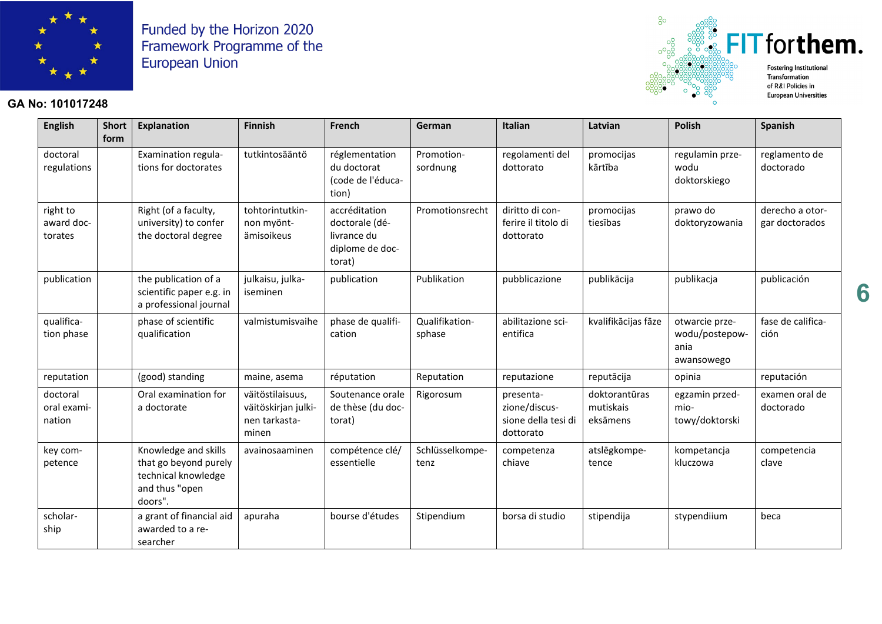Funded by the Horizon 2020 Framework Programme of the European Union

**GA No: 101017248**

| English | Short form | Explanation | Finnish | French | German | Italian | Latvian | Polish | Spanish |
|---|---|---|---|---|---|---|---|---|---|
| doctoral regulations | | Examination regulations for doctorates | tutkintosääntö | réglementation du doctorat (code de l'éducation) | Promotionsordnung | regolamenti del dottorato | promocijas kārtība | regulamin przewodu doktorskiego | reglamento de doctorado |
| right to award doctorates | | Right (of a faculty, university) to confer the doctoral degree | tohtorintutkinnon myöntämisoikeus | accréditation doctorale (délivrance du diplome de doctorat) | Promotionsrecht | diritto di conferire il titolo di dottorato | promocijas tiesības | prawo do doktoryzowania | derecho a otorgar doctorados |
| publication | | the publication of a scientific paper e.g. in a professional journal | julkaisu, julkaiseminen | publication | Publikation | pubblicazione | publikācija | publikacja | publicación |
| qualification phase | | phase of scientific qualification | valmistumisvaihe | phase de qualification | Qualifikationsphase | abilitazione scientifica | kvalifikācijas fāze | otwarcie przewodu/postepowania awansowego | fase de calificación |
| reputation | | (good) standing | maine, asema | réputation | Reputation | reputazione | reputācija | opinia | reputación |
| doctoral oral examination | | Oral examination for a doctorate | väitöstilaisuus, väitöskirjan julkinen tarkastaminen | Soutenance orale de thèse (du doctorat) | Rigorosum | presentazione/discussione della tesi di dottorato | doktorantūras mutiskais eksāmens | egzamin przedmiotowy/doktorski | examen oral de doctorado |
| key competence | | Knowledge and skills that go beyond purely technical knowledge and thus "open doors". | avainosaaminen | compétence clé/ essentielle | Schlüsselkompetenz | competenza chiave | atslēgkompetence | kompetancja kluczowa | competencia clave |
| scholarship | | a grant of financial aid awarded to a researcher | apuraha | bourse d'études | Stipendium | borsa di studio | stipendija | stypendiium | beca |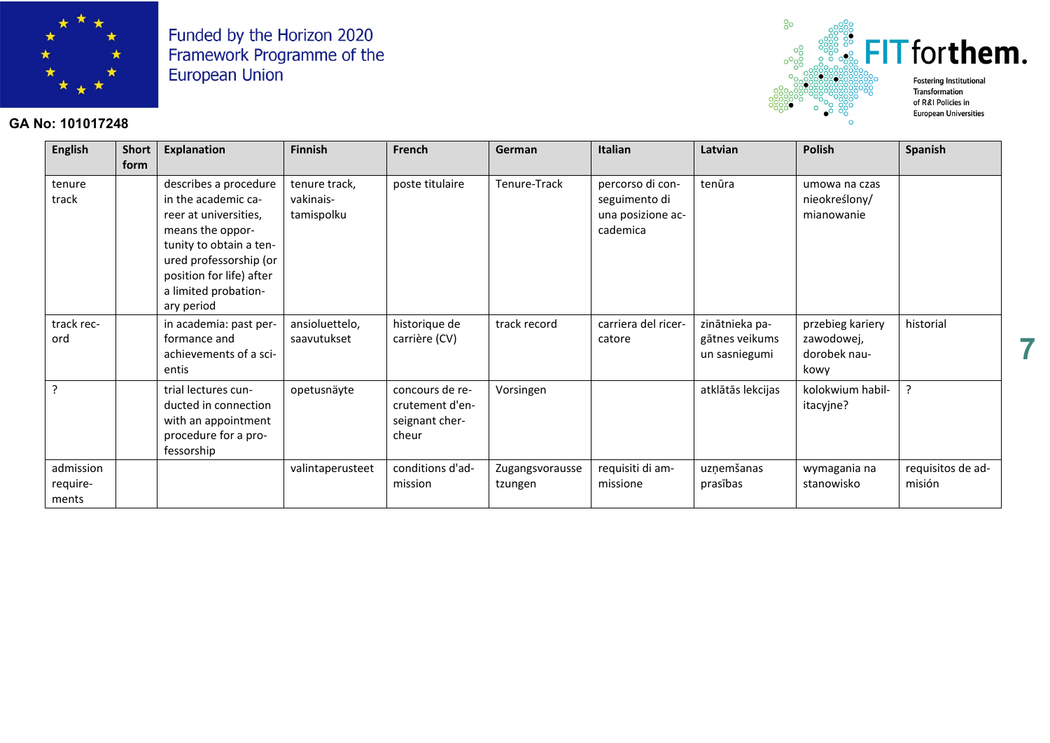| English | Short form | Explanation | Finnish | French | German | Italian | Latvian | Polish | Spanish |
|---|---|---|---|---|---|---|---|---|---|
| tenure track | | describes a procedure in the academic career at universities, means the opportunity to obtain a tenured professorship (or position for life) after a limited probationary period | tenure track, vakinaistamispolku | poste titulaire | Tenure-Track | percorso di conseguimento di una posizione accademica | tenūra | umowa na czas nieokreślony/ mianowanie | |
| track record | | in academia: past performance and achievements of a scientis | ansioluettelo, saavutukset | historique de carrière (CV) | track record | carriera del ricercatore | zinātnieka pagātnes veikums un sasniegumi | przebieg kariery zawodowej, dorobek naukowy | historial |
| ? | | trial lectures conducted in connection with an appointment procedure for a professorship | opetusnäyte | concours de recrutement d'enseignant chercheur | Vorsingen | | atklātās lekcijas | kolokwium habilitacyjne? | ? |
| admission requirements | | | valintaperusteet | conditions d'admission | Zugangsvoraussetzungen | requisiti di ammissione | uzņemšanas prasības | wymagania na stanowisko | requisitos de admisión |